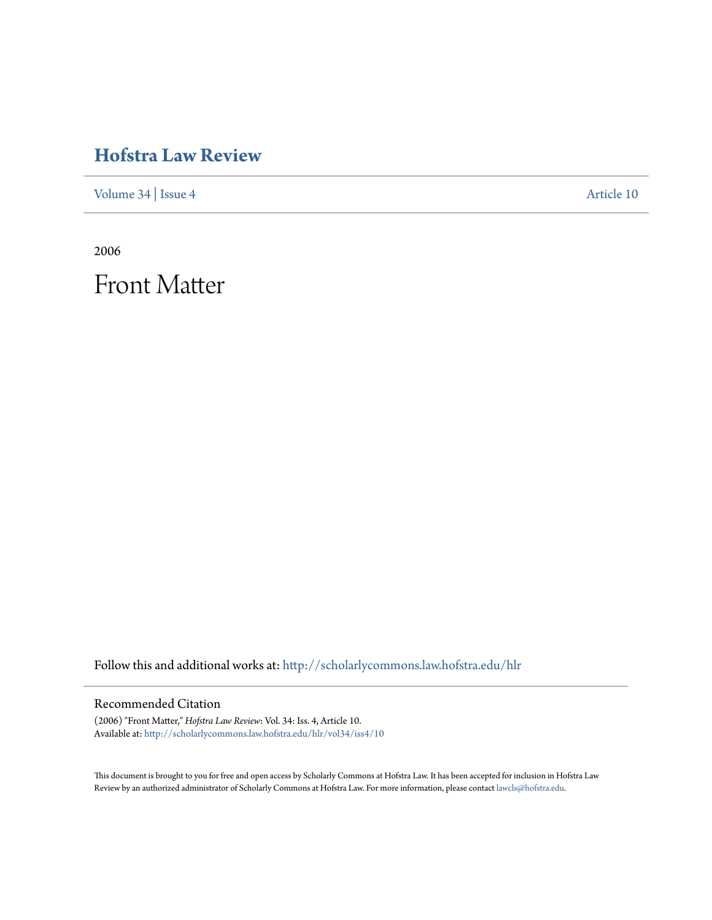# Hofstra Law Review

Volume 34 | Issue 4 Article 10

2006

# Front Matter

Follow this and additional works at: http://scholarlycommons.law.hofstra.edu/hlr

## Recommended Citation

(2006) "Front Matter," *Hofstra Law Review*: Vol. 34: Iss. 4, Article 10.
Available at: http://scholarlycommons.law.hofstra.edu/hlr/vol34/iss4/10

This document is brought to you for free and open access by Scholarly Commons at Hofstra Law. It has been accepted for inclusion in Hofstra Law Review by an authorized administrator of Scholarly Commons at Hofstra Law. For more information, please contact lawcls@hofstra.edu.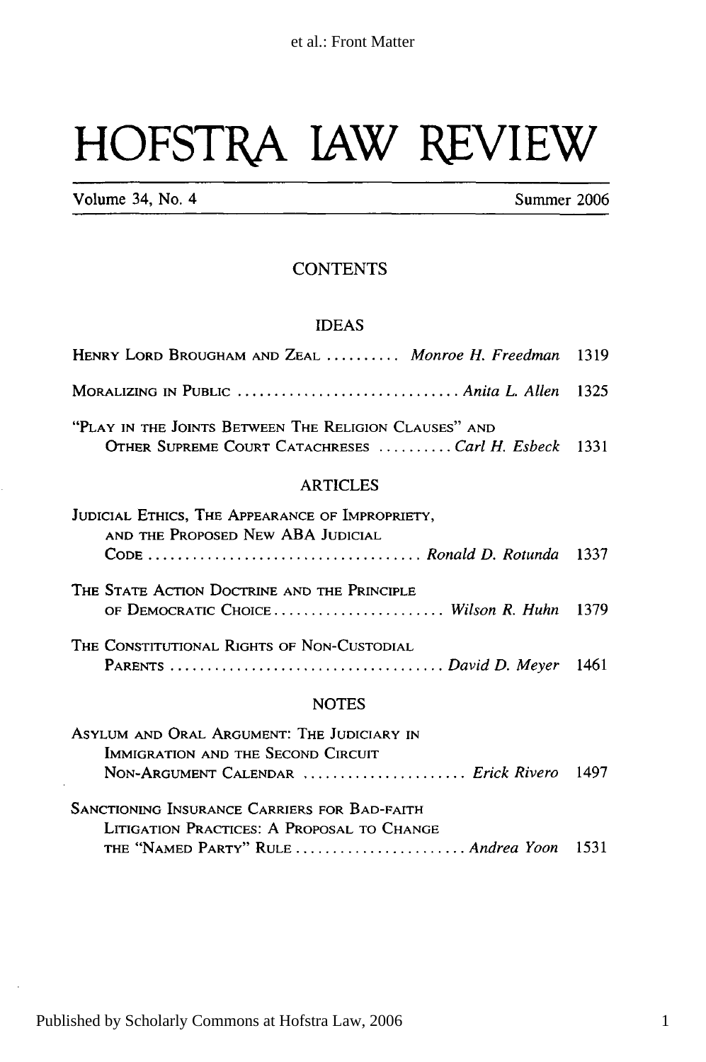# HOFSTRA LAW REVIEW

Volume 34, No. 4 Summer 2006

## CONTENTS

### IDEAS

HENRY LORD BROUGHAM AND ZEAL .......... *Monroe H. Freedman* 1319

MORALIZING IN PUBLIC .............................. *Anita L. Allen* 1325

"PLAY IN THE JOINTS BETWEEN THE RELIGION CLAUSES" AND OTHER SUPREME COURT CATACHRESES .......... *Carl H. Esbeck* 1331

### ARTICLES

JUDICIAL ETHICS, THE APPEARANCE OF IMPROPRIETY, AND THE PROPOSED NEW ABA JUDICIAL CODE .................................... *Ronald D. Rotunda* 1337

THE STATE ACTION DOCTRINE AND THE PRINCIPLE OF DEMOCRATIC CHOICE ....................... *Wilson R. Huhn* 1379

THE CONSTITUTIONAL RIGHTS OF NON-CUSTODIAL PARENTS .................................... *David D. Meyer* 1461

### NOTES

ASYLUM AND ORAL ARGUMENT: THE JUDICIARY IN IMMIGRATION AND THE SECOND CIRCUIT NON-ARGUMENT CALENDAR ...................... *Erick Rivero* 1497

SANCTIONING INSURANCE CARRIERS FOR BAD-FAITH LITIGATION PRACTICES: A PROPOSAL TO CHANGE THE "NAMED PARTY" RULE ....................... *Andrea Yoon* 1531